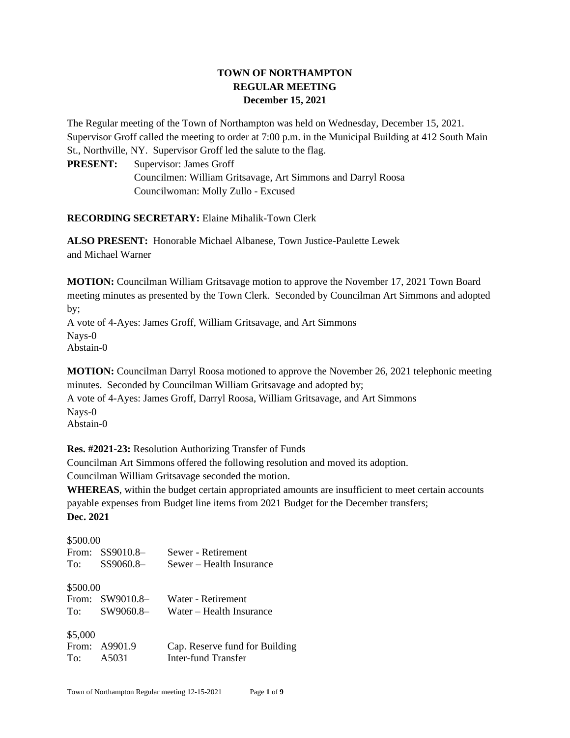# TOWN OF NORTHAMPTON
## REGULAR MEETING
### December 15, 2021

The Regular meeting of the Town of Northampton was held on Wednesday, December 15, 2021. Supervisor Groff called the meeting to order at 7:00 p.m. in the Municipal Building at 412 South Main St., Northville, NY. Supervisor Groff led the salute to the flag.

**PRESENT:** Supervisor: James Groff
Councilmen: William Gritsavage, Art Simmons and Darryl Roosa
Councilwoman: Molly Zullo - Excused

**RECORDING SECRETARY:** Elaine Mihalik-Town Clerk

**ALSO PRESENT:** Honorable Michael Albanese, Town Justice-Paulette Lewek and Michael Warner

**MOTION:** Councilman William Gritsavage motion to approve the November 17, 2021 Town Board meeting minutes as presented by the Town Clerk. Seconded by Councilman Art Simmons and adopted by;
A vote of 4-Ayes: James Groff, William Gritsavage, and Art Simmons
Nays-0
Abstain-0

**MOTION:** Councilman Darryl Roosa motioned to approve the November 26, 2021 telephonic meeting minutes. Seconded by Councilman William Gritsavage and adopted by;
A vote of 4-Ayes: James Groff, Darryl Roosa, William Gritsavage, and Art Simmons
Nays-0
Abstain-0

**Res. #2021-23:** Resolution Authorizing Transfer of Funds
Councilman Art Simmons offered the following resolution and moved its adoption.
Councilman William Gritsavage seconded the motion.
**WHEREAS**, within the budget certain appropriated amounts are insufficient to meet certain accounts payable expenses from Budget line items from 2021 Budget for the December transfers;
**Dec. 2021**

$500.00
From: SS9010.8– Sewer - Retirement
To: SS9060.8– Sewer – Health Insurance

$500.00
From: SW9010.8– Water - Retirement
To: SW9060.8– Water – Health Insurance

$5,000
From: A9901.9 Cap. Reserve fund for Building
To: A5031 Inter-fund Transfer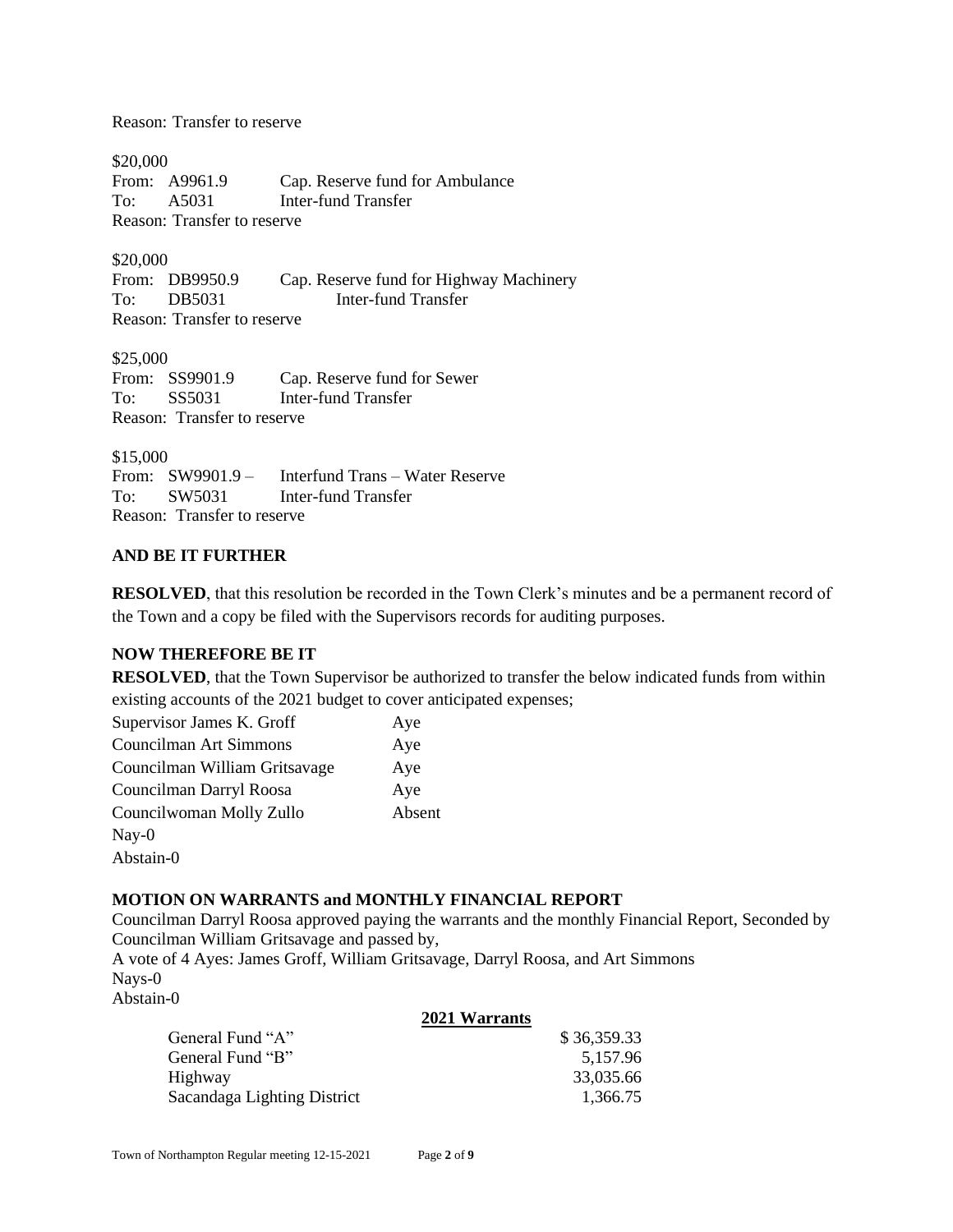Reason: Transfer to reserve

$20,000
From: A9961.9 Cap. Reserve fund for Ambulance
To: A5031 Inter-fund Transfer
Reason: Transfer to reserve

$20,000
From: DB9950.9 Cap. Reserve fund for Highway Machinery
To: DB5031 Inter-fund Transfer
Reason: Transfer to reserve

$25,000
From: SS9901.9 Cap. Reserve fund for Sewer
To: SS5031 Inter-fund Transfer
Reason: Transfer to reserve

$15,000
From: SW9901.9 – Interfund Trans – Water Reserve
To: SW5031 Inter-fund Transfer
Reason: Transfer to reserve

**AND BE IT FURTHER**

**RESOLVED**, that this resolution be recorded in the Town Clerk's minutes and be a permanent record of the Town and a copy be filed with the Supervisors records for auditing purposes.

**NOW THEREFORE BE IT**

**RESOLVED**, that the Town Supervisor be authorized to transfer the below indicated funds from within existing accounts of the 2021 budget to cover anticipated expenses;

Supervisor James K. Groff Aye
Councilman Art Simmons Aye
Councilman William Gritsavage Aye
Councilman Darryl Roosa Aye
Councilwoman Molly Zullo Absent
Nay-0
Abstain-0

**MOTION ON WARRANTS and MONTHLY FINANCIAL REPORT**

Councilman Darryl Roosa approved paying the warrants and the monthly Financial Report, Seconded by Councilman William Gritsavage and passed by,
A vote of 4 Ayes: James Groff, William Gritsavage, Darryl Roosa, and Art Simmons
Nays-0
Abstain-0

| | **2021 Warrants** |
|---|---|
| General Fund "A" | $ 36,359.33 |
| General Fund "B" | 5,157.96 |
| Highway | 33,035.66 |
| Sacandaga Lighting District | 1,366.75 |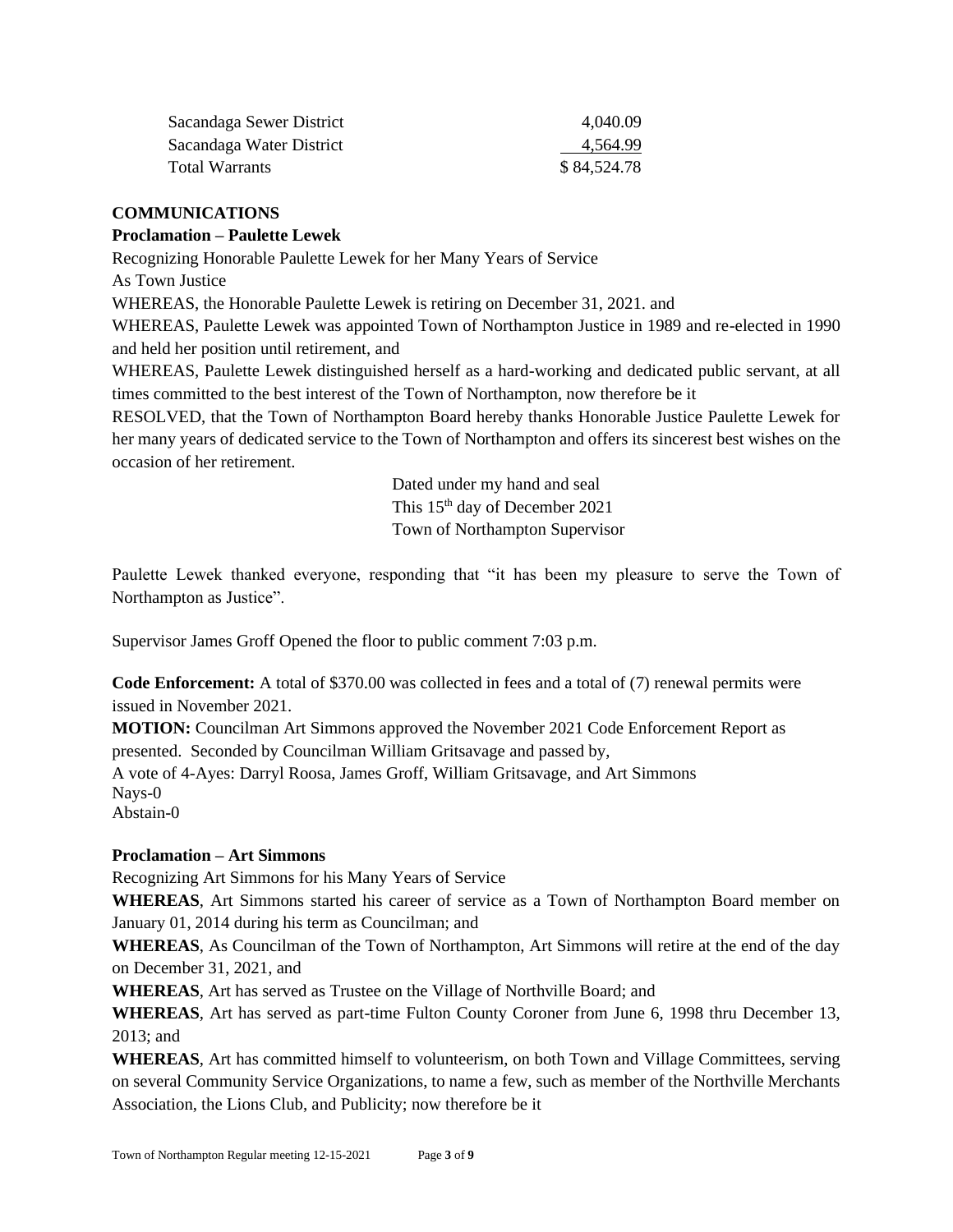| | |
|---|---|
| Sacandaga Sewer District | 4,040.09 |
| Sacandaga Water District | 4,564.99 |
| Total Warrants | $ 84,524.78 |

**COMMUNICATIONS**

**Proclamation – Paulette Lewek**

Recognizing Honorable Paulette Lewek for her Many Years of Service

As Town Justice

WHEREAS, the Honorable Paulette Lewek is retiring on December 31, 2021. and

WHEREAS, Paulette Lewek was appointed Town of Northampton Justice in 1989 and re-elected in 1990 and held her position until retirement, and

WHEREAS, Paulette Lewek distinguished herself as a hard-working and dedicated public servant, at all times committed to the best interest of the Town of Northampton, now therefore be it

RESOLVED, that the Town of Northampton Board hereby thanks Honorable Justice Paulette Lewek for her many years of dedicated service to the Town of Northampton and offers its sincerest best wishes on the occasion of her retirement.

Dated under my hand and seal
This 15th day of December 2021
Town of Northampton Supervisor

Paulette Lewek thanked everyone, responding that "it has been my pleasure to serve the Town of Northampton as Justice".

Supervisor James Groff Opened the floor to public comment 7:03 p.m.

**Code Enforcement:** A total of $370.00 was collected in fees and a total of (7) renewal permits were issued in November 2021.

**MOTION:** Councilman Art Simmons approved the November 2021 Code Enforcement Report as presented. Seconded by Councilman William Gritsavage and passed by,
A vote of 4-Ayes: Darryl Roosa, James Groff, William Gritsavage, and Art Simmons
Nays-0
Abstain-0

**Proclamation – Art Simmons**

Recognizing Art Simmons for his Many Years of Service

**WHEREAS**, Art Simmons started his career of service as a Town of Northampton Board member on January 01, 2014 during his term as Councilman; and

**WHEREAS**, As Councilman of the Town of Northampton, Art Simmons will retire at the end of the day on December 31, 2021, and

**WHEREAS**, Art has served as Trustee on the Village of Northville Board; and

**WHEREAS**, Art has served as part-time Fulton County Coroner from June 6, 1998 thru December 13, 2013; and

**WHEREAS**, Art has committed himself to volunteerism, on both Town and Village Committees, serving on several Community Service Organizations, to name a few, such as member of the Northville Merchants Association, the Lions Club, and Publicity; now therefore be it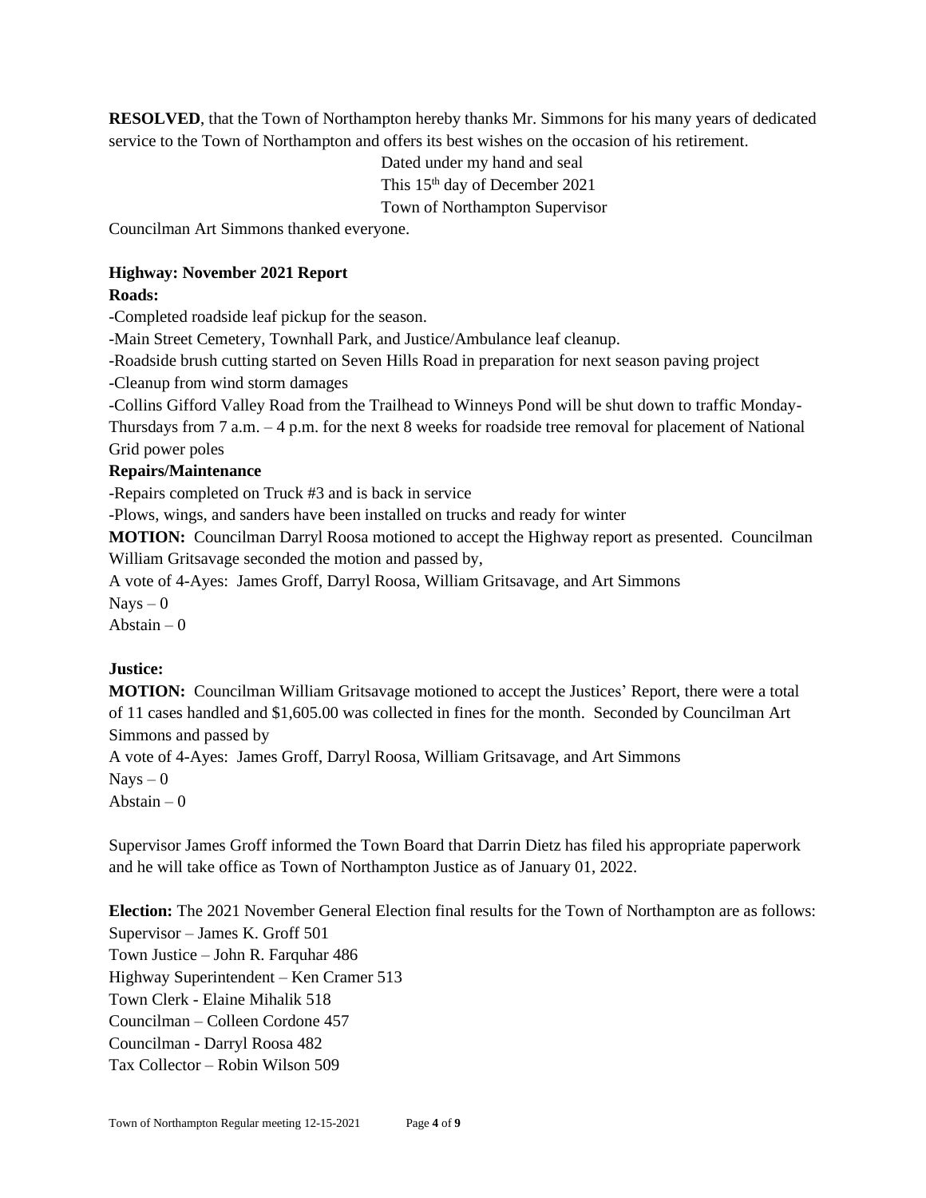**RESOLVED**, that the Town of Northampton hereby thanks Mr. Simmons for his many years of dedicated service to the Town of Northampton and offers its best wishes on the occasion of his retirement.

Dated under my hand and seal
This 15th day of December 2021
Town of Northampton Supervisor

Councilman Art Simmons thanked everyone.

**Highway: November 2021 Report**

**Roads:**

-Completed roadside leaf pickup for the season.
-Main Street Cemetery, Townhall Park, and Justice/Ambulance leaf cleanup.
-Roadside brush cutting started on Seven Hills Road in preparation for next season paving project
-Cleanup from wind storm damages
-Collins Gifford Valley Road from the Trailhead to Winneys Pond will be shut down to traffic Monday-Thursdays from 7 a.m. – 4 p.m. for the next 8 weeks for roadside tree removal for placement of National Grid power poles

**Repairs/Maintenance**

-Repairs completed on Truck #3 and is back in service
-Plows, wings, and sanders have been installed on trucks and ready for winter

**MOTION:** Councilman Darryl Roosa motioned to accept the Highway report as presented. Councilman William Gritsavage seconded the motion and passed by,
A vote of 4-Ayes: James Groff, Darryl Roosa, William Gritsavage, and Art Simmons
Nays – 0
Abstain – 0

**Justice:**

**MOTION:** Councilman William Gritsavage motioned to accept the Justices' Report, there were a total of 11 cases handled and $1,605.00 was collected in fines for the month. Seconded by Councilman Art Simmons and passed by
A vote of 4-Ayes: James Groff, Darryl Roosa, William Gritsavage, and Art Simmons
Nays – 0
Abstain – 0

Supervisor James Groff informed the Town Board that Darrin Dietz has filed his appropriate paperwork and he will take office as Town of Northampton Justice as of January 01, 2022.

**Election:** The 2021 November General Election final results for the Town of Northampton are as follows:
Supervisor – James K. Groff 501
Town Justice – John R. Farquhar 486
Highway Superintendent – Ken Cramer 513
Town Clerk - Elaine Mihalik 518
Councilman – Colleen Cordone 457
Councilman - Darryl Roosa 482
Tax Collector – Robin Wilson 509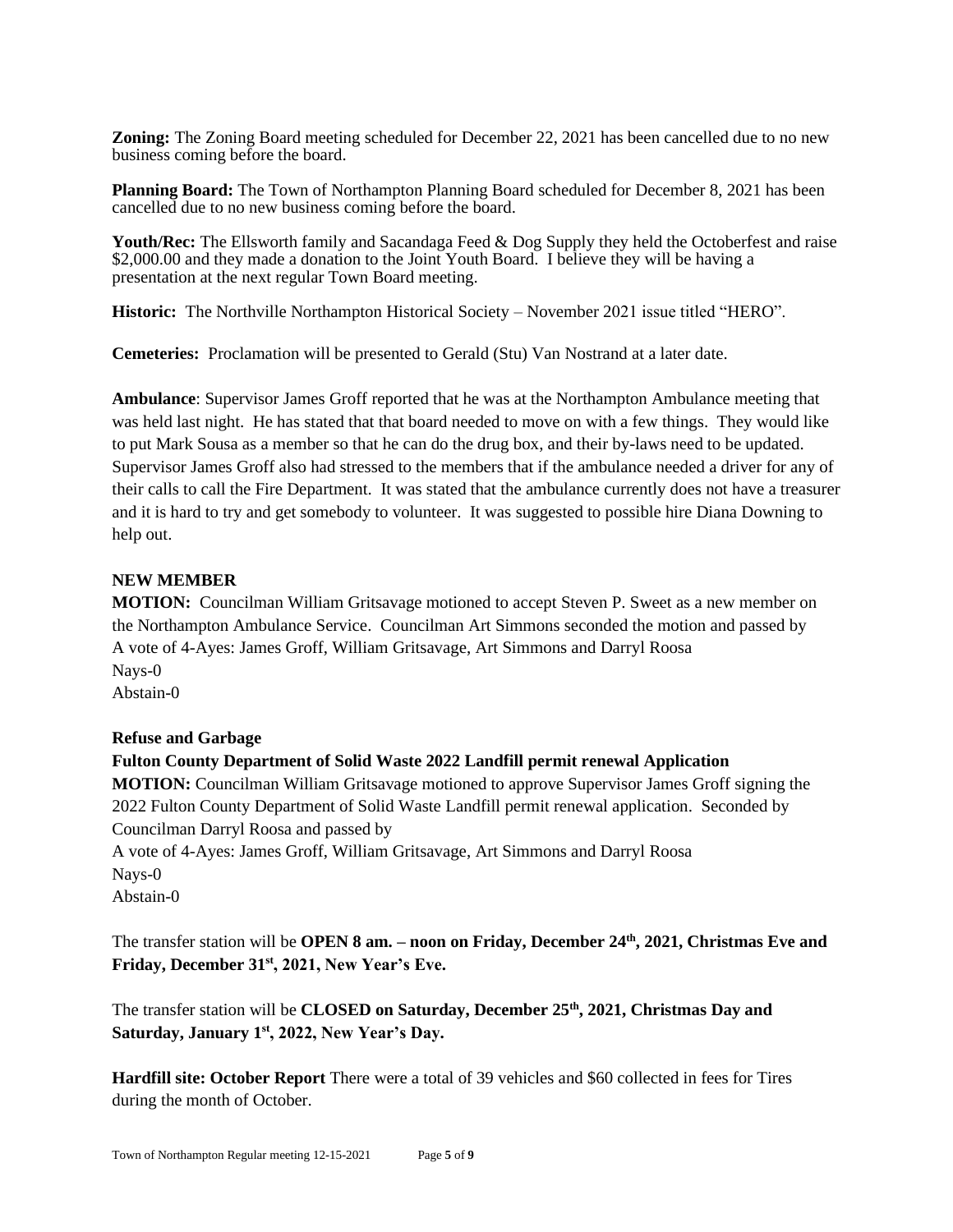**Zoning:** The Zoning Board meeting scheduled for December 22, 2021 has been cancelled due to no new business coming before the board.

**Planning Board:** The Town of Northampton Planning Board scheduled for December 8, 2021 has been cancelled due to no new business coming before the board.

**Youth/Rec:** The Ellsworth family and Sacandaga Feed & Dog Supply they held the Octoberfest and raise $2,000.00 and they made a donation to the Joint Youth Board. I believe they will be having a presentation at the next regular Town Board meeting.

**Historic:** The Northville Northampton Historical Society – November 2021 issue titled "HERO".

**Cemeteries:** Proclamation will be presented to Gerald (Stu) Van Nostrand at a later date.

**Ambulance**: Supervisor James Groff reported that he was at the Northampton Ambulance meeting that was held last night. He has stated that that board needed to move on with a few things. They would like to put Mark Sousa as a member so that he can do the drug box, and their by-laws need to be updated. Supervisor James Groff also had stressed to the members that if the ambulance needed a driver for any of their calls to call the Fire Department. It was stated that the ambulance currently does not have a treasurer and it is hard to try and get somebody to volunteer. It was suggested to possible hire Diana Downing to help out.

**NEW MEMBER**

**MOTION:** Councilman William Gritsavage motioned to accept Steven P. Sweet as a new member on the Northampton Ambulance Service. Councilman Art Simmons seconded the motion and passed by
A vote of 4-Ayes: James Groff, William Gritsavage, Art Simmons and Darryl Roosa
Nays-0
Abstain-0

**Refuse and Garbage**

**Fulton County Department of Solid Waste 2022 Landfill permit renewal Application**

**MOTION:** Councilman William Gritsavage motioned to approve Supervisor James Groff signing the 2022 Fulton County Department of Solid Waste Landfill permit renewal application. Seconded by Councilman Darryl Roosa and passed by
A vote of 4-Ayes: James Groff, William Gritsavage, Art Simmons and Darryl Roosa
Nays-0
Abstain-0

The transfer station will be **OPEN 8 am. – noon on Friday, December 24th, 2021, Christmas Eve and Friday, December 31st, 2021, New Year's Eve.**

The transfer station will be **CLOSED on Saturday, December 25th, 2021, Christmas Day and Saturday, January 1st, 2022, New Year's Day.**

**Hardfill site: October Report** There were a total of 39 vehicles and $60 collected in fees for Tires during the month of October.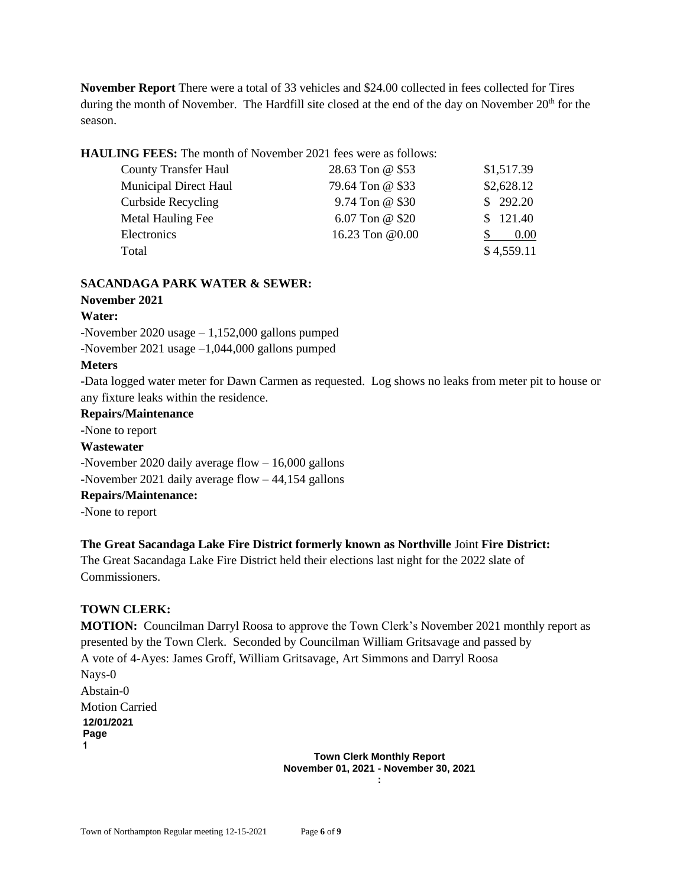**November Report** There were a total of 33 vehicles and $24.00 collected in fees collected for Tires during the month of November. The Hardfill site closed at the end of the day on November 20th for the season.

**HAULING FEES:** The month of November 2021 fees were as follows:

| | | |
|---|---|---|
| County Transfer Haul | 28.63 Ton @ $53 | $1,517.39 |
| Municipal Direct Haul | 79.64 Ton @ $33 | $2,628.12 |
| Curbside Recycling | 9.74 Ton @ $30 | $ 292.20 |
| Metal Hauling Fee | 6.07 Ton @ $20 | $ 121.40 |
| Electronics | 16.23 Ton @0.00 | $ 0.00 |
| Total | | $ 4,559.11 |

**SACANDAGA PARK WATER & SEWER:**

**November 2021**

**Water:**

-November 2020 usage – 1,152,000 gallons pumped

-November 2021 usage –1,044,000 gallons pumped

**Meters**

-Data logged water meter for Dawn Carmen as requested. Log shows no leaks from meter pit to house or any fixture leaks within the residence.

**Repairs/Maintenance**

-None to report

**Wastewater**

-November 2020 daily average flow – 16,000 gallons

-November 2021 daily average flow – 44,154 gallons

**Repairs/Maintenance:**

-None to report

**The Great Sacandaga Lake Fire District formerly known as Northville** Joint **Fire District:**

The Great Sacandaga Lake Fire District held their elections last night for the 2022 slate of Commissioners.

**TOWN CLERK:**

**MOTION:** Councilman Darryl Roosa to approve the Town Clerk's November 2021 monthly report as presented by the Town Clerk. Seconded by Councilman William Gritsavage and passed by A vote of 4-Ayes: James Groff, William Gritsavage, Art Simmons and Darryl Roosa

Nays-0

Abstain-0

Motion Carried

12/01/2021
Page
1

**Town Clerk Monthly Report**
**November 01, 2021 - November 30, 2021**
**:**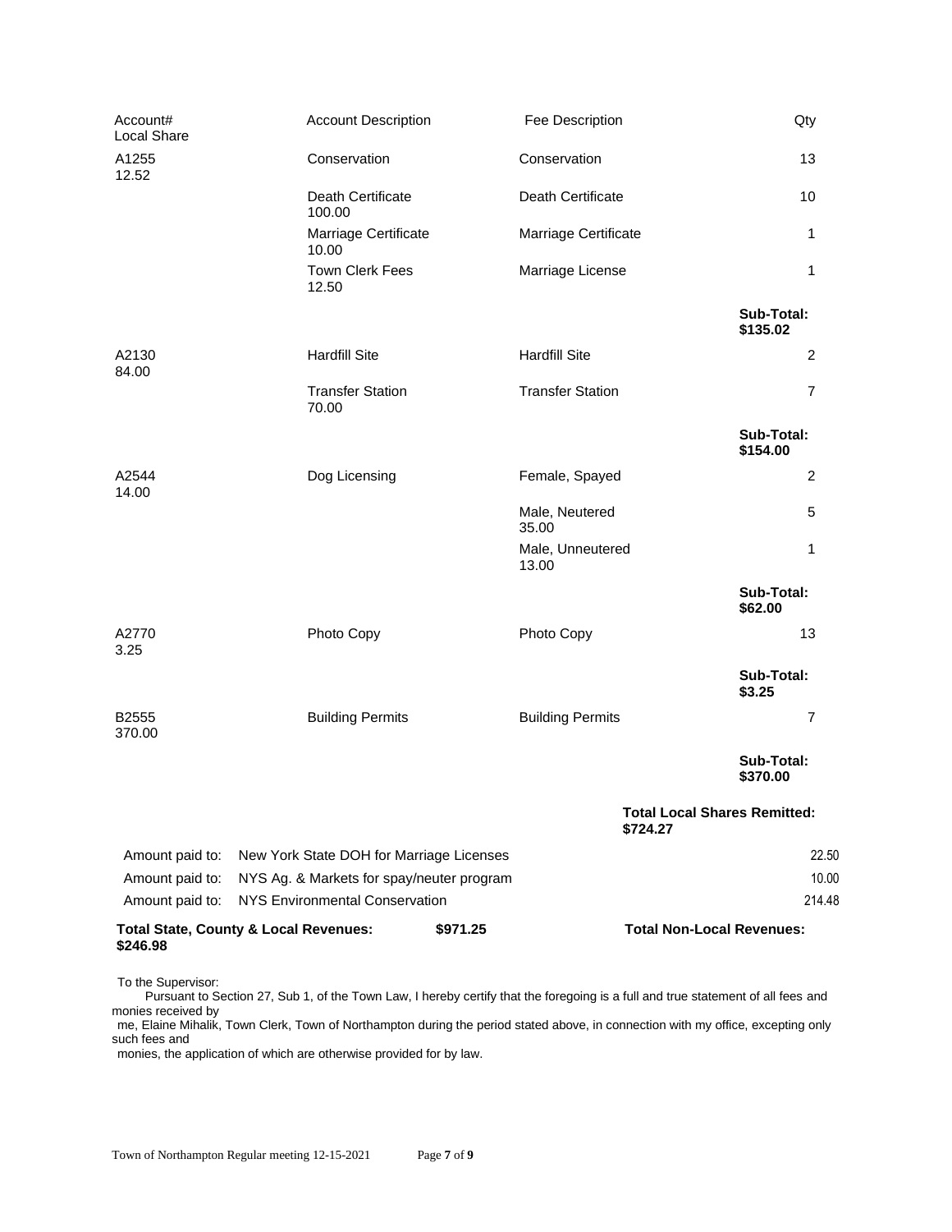| Account# Local Share | Account Description | Fee Description | Qty |
|---|---|---|---|
| A1255 12.52 | Conservation | Conservation | 13 |
| | Death Certificate 100.00 | Death Certificate | 10 |
| | Marriage Certificate 10.00 | Marriage Certificate | 1 |
| | Town Clerk Fees 12.50 | Marriage License | 1 |
| | | | **Sub-Total: $135.02** |
| A2130 84.00 | Hardfill Site | Hardfill Site | 2 |
| | Transfer Station 70.00 | Transfer Station | 7 |
| | | | **Sub-Total: $154.00** |
| A2544 14.00 | Dog Licensing | Female, Spayed | 2 |
| | | Male, Neutered 35.00 | 5 |
| | | Male, Unneutered 13.00 | 1 |
| | | | **Sub-Total: $62.00** |
| A2770 3.25 | Photo Copy | Photo Copy | 13 |
| | | | **Sub-Total: $3.25** |
| B2555 370.00 | Building Permits | Building Permits | 7 |
| | | | **Sub-Total: $370.00** |

**Total Local Shares Remitted: $724.27**

| | | |
|---|---|---|
| Amount paid to: | New York State DOH for Marriage Licenses | 22.50 |
| Amount paid to: | NYS Ag. & Markets for spay/neuter program | 10.00 |
| Amount paid to: | NYS Environmental Conservation | 214.48 |

**Total State, County & Local Revenues: $971.25** **Total Non-Local Revenues: $246.98**

To the Supervisor:

Pursuant to Section 27, Sub 1, of the Town Law, I hereby certify that the foregoing is a full and true statement of all fees and monies received by me, Elaine Mihalik, Town Clerk, Town of Northampton during the period stated above, in connection with my office, excepting only such fees and monies, the application of which are otherwise provided for by law.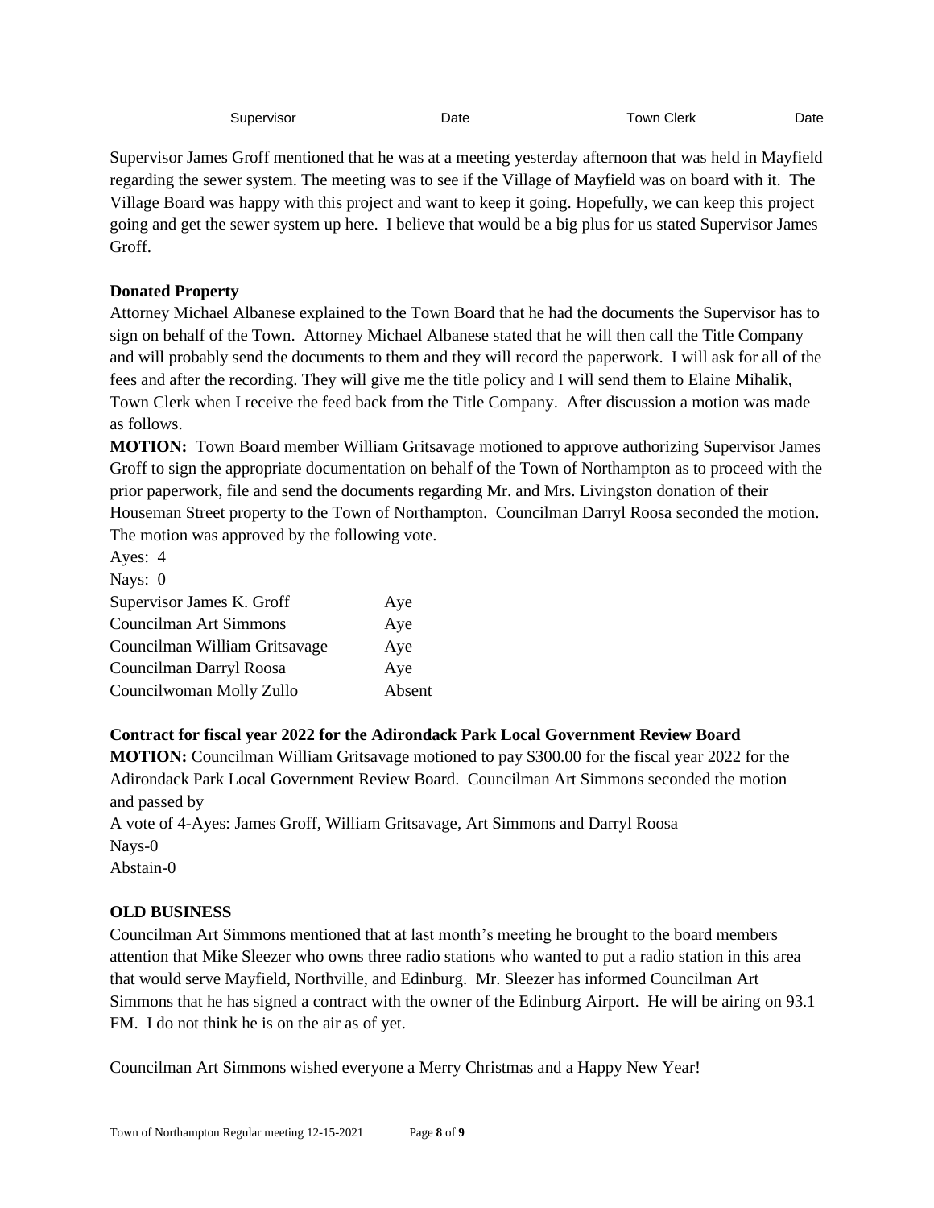| Supervisor | Date | Town Clerk | Date |
|---|---|---|---|

Supervisor James Groff mentioned that he was at a meeting yesterday afternoon that was held in Mayfield regarding the sewer system. The meeting was to see if the Village of Mayfield was on board with it. The Village Board was happy with this project and want to keep it going. Hopefully, we can keep this project going and get the sewer system up here. I believe that would be a big plus for us stated Supervisor James Groff.

**Donated Property**

Attorney Michael Albanese explained to the Town Board that he had the documents the Supervisor has to sign on behalf of the Town. Attorney Michael Albanese stated that he will then call the Title Company and will probably send the documents to them and they will record the paperwork. I will ask for all of the fees and after the recording. They will give me the title policy and I will send them to Elaine Mihalik, Town Clerk when I receive the feed back from the Title Company. After discussion a motion was made as follows.

**MOTION:** Town Board member William Gritsavage motioned to approve authorizing Supervisor James Groff to sign the appropriate documentation on behalf of the Town of Northampton as to proceed with the prior paperwork, file and send the documents regarding Mr. and Mrs. Livingston donation of their Houseman Street property to the Town of Northampton. Councilman Darryl Roosa seconded the motion. The motion was approved by the following vote.

Ayes: 4
Nays: 0

| | |
|---|---|
| Supervisor James K. Groff | Aye |
| Councilman Art Simmons | Aye |
| Councilman William Gritsavage | Aye |
| Councilman Darryl Roosa | Aye |
| Councilwoman Molly Zullo | Absent |

**Contract for fiscal year 2022 for the Adirondack Park Local Government Review Board**

**MOTION:** Councilman William Gritsavage motioned to pay $300.00 for the fiscal year 2022 for the Adirondack Park Local Government Review Board. Councilman Art Simmons seconded the motion and passed by
A vote of 4-Ayes: James Groff, William Gritsavage, Art Simmons and Darryl Roosa
Nays-0
Abstain-0

**OLD BUSINESS**

Councilman Art Simmons mentioned that at last month's meeting he brought to the board members attention that Mike Sleezer who owns three radio stations who wanted to put a radio station in this area that would serve Mayfield, Northville, and Edinburg. Mr. Sleezer has informed Councilman Art Simmons that he has signed a contract with the owner of the Edinburg Airport. He will be airing on 93.1 FM. I do not think he is on the air as of yet.

Councilman Art Simmons wished everyone a Merry Christmas and a Happy New Year!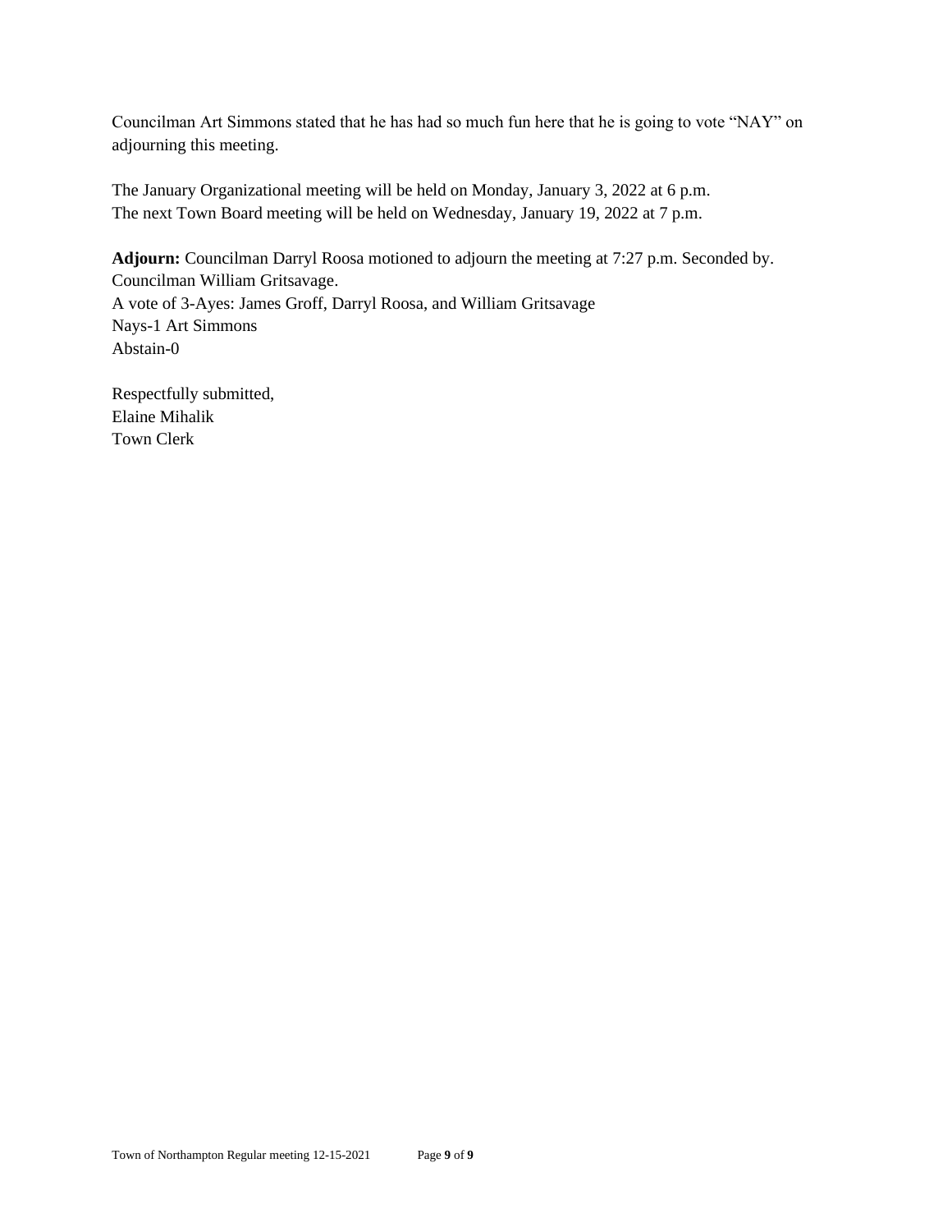Councilman Art Simmons stated that he has had so much fun here that he is going to vote "NAY" on adjourning this meeting.

The January Organizational meeting will be held on Monday, January 3, 2022 at 6 p.m.
The next Town Board meeting will be held on Wednesday, January 19, 2022 at 7 p.m.

**Adjourn:** Councilman Darryl Roosa motioned to adjourn the meeting at 7:27 p.m. Seconded by. Councilman William Gritsavage.
A vote of 3-Ayes: James Groff, Darryl Roosa, and William Gritsavage
Nays-1 Art Simmons
Abstain-0

Respectfully submitted,
Elaine Mihalik
Town Clerk